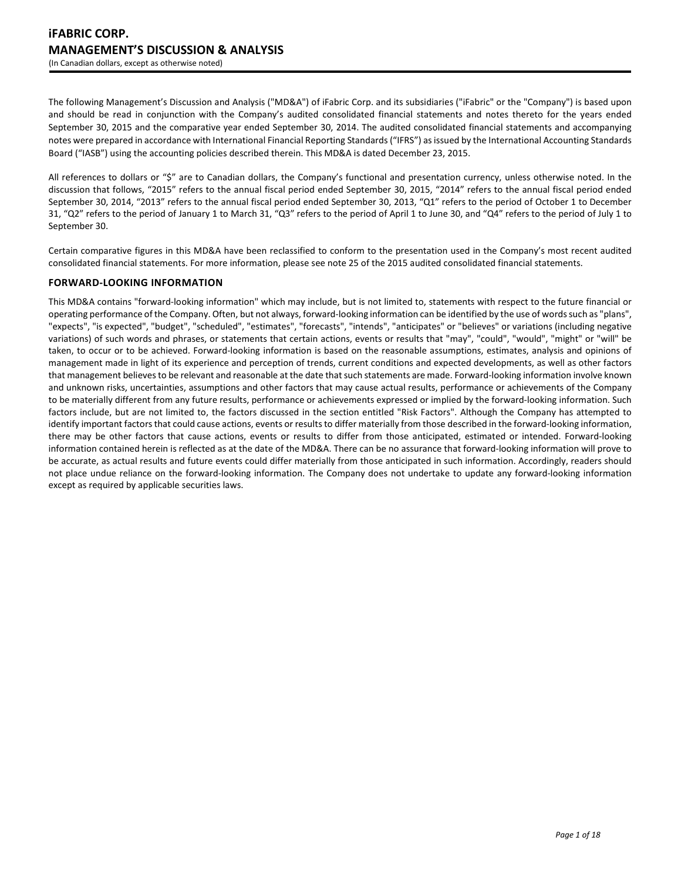The following Management's Discussion and Analysis ("MD&A") of iFabric Corp. and its subsidiaries ("iFabric" or the "Company") is based upon and should be read in conjunction with the Company's audited consolidated financial statements and notes thereto for the years ended September 30, 2015 and the comparative year ended September 30, 2014. The audited consolidated financial statements and accompanying notes were prepared in accordance with International Financial Reporting Standards ("IFRS") as issued by the International Accounting Standards Board ("IASB") using the accounting policies described therein. This MD&A is dated December 23, 2015.

All references to dollars or "$" are to Canadian dollars, the Company's functional and presentation currency, unless otherwise noted. In the discussion that follows, "2015" refers to the annual fiscal period ended September 30, 2015, "2014" refers to the annual fiscal period ended September 30, 2014, "2013" refers to the annual fiscal period ended September 30, 2013, "Q1" refers to the period of October 1 to December 31, "Q2" refers to the period of January 1 to March 31, "Q3" refers to the period of April 1 to June 30, and "Q4" refers to the period of July 1 to September 30.

Certain comparative figures in this MD&A have been reclassified to conform to the presentation used in the Company's most recent audited consolidated financial statements. For more information, please see note 25 of the 2015 audited consolidated financial statements.

## FORWARD-LOOKING INFORMATION

This MD&A contains "forward-looking information" which may include, but is not limited to, statements with respect to the future financial or operating performance of the Company. Often, but not always, forward-looking information can be identified by the use of words such as "plans", "expects", "is expected", "budget", "scheduled", "estimates", "forecasts", "intends", "anticipates" or "believes" or variations (including negative variations) of such words and phrases, or statements that certain actions, events or results that "may", "could", "would", "might" or "will" be taken, to occur or to be achieved. Forward-looking information is based on the reasonable assumptions, estimates, analysis and opinions of management made in light of its experience and perception of trends, current conditions and expected developments, as well as other factors that management believes to be relevant and reasonable at the date that such statements are made. Forward-looking information involve known and unknown risks, uncertainties, assumptions and other factors that may cause actual results, performance or achievements of the Company to be materially different from any future results, performance or achievements expressed or implied by the forward-looking information. Such factors include, but are not limited to, the factors discussed in the section entitled "Risk Factors". Although the Company has attempted to identify important factors that could cause actions, events or results to differ materially from those described in the forward-looking information, there may be other factors that cause actions, events or results to differ from those anticipated, estimated or intended. Forward-looking information contained herein is reflected as at the date of the MD&A. There can be no assurance that forward-looking information will prove to be accurate, as actual results and future events could differ materially from those anticipated in such information. Accordingly, readers should not place undue reliance on the forward-looking information. The Company does not undertake to update any forward-looking information except as required by applicable securities laws.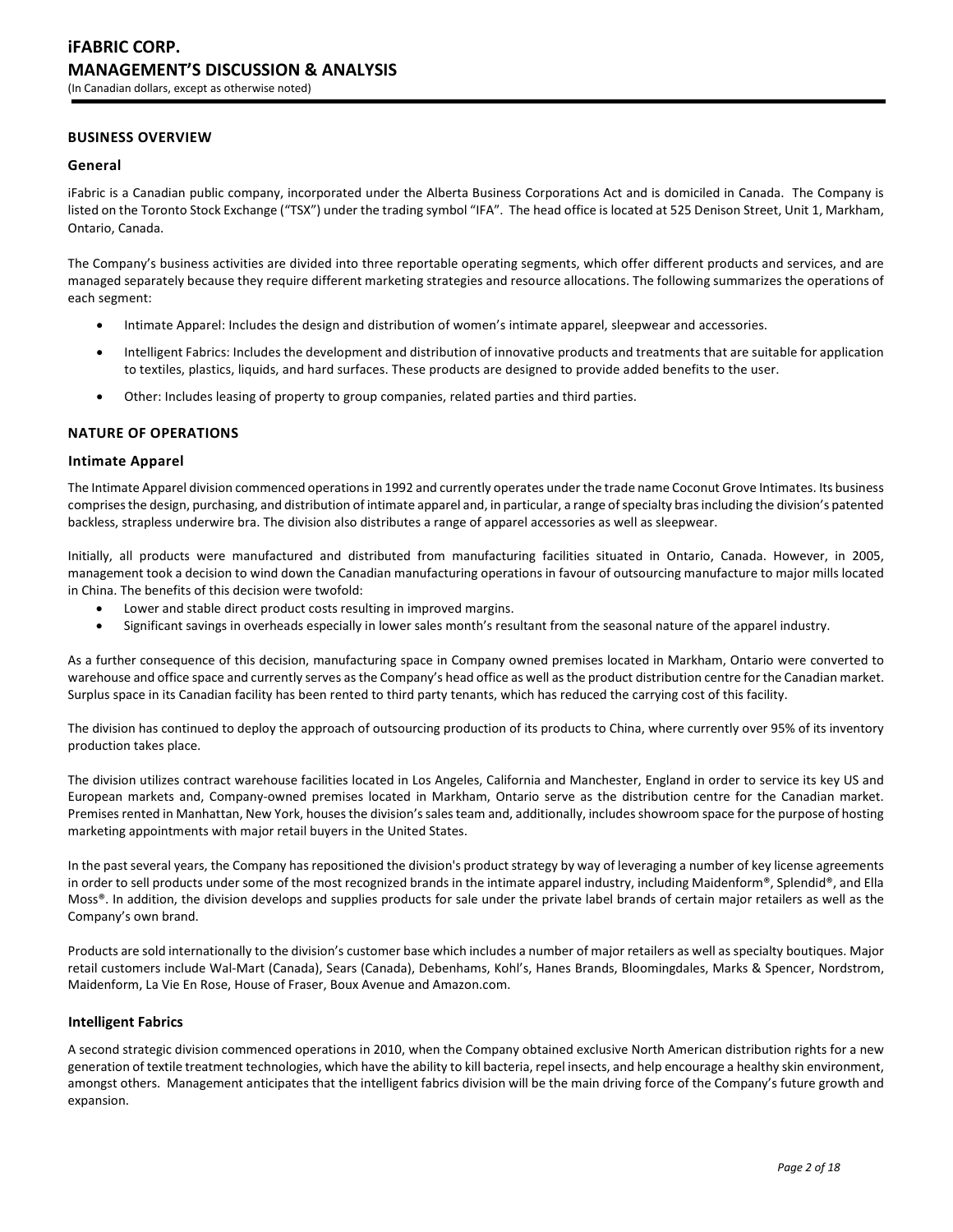## BUSINESS OVERVIEW

### General

iFabric is a Canadian public company, incorporated under the Alberta Business Corporations Act and is domiciled in Canada. The Company is listed on the Toronto Stock Exchange ("TSX") under the trading symbol "IFA". The head office is located at 525 Denison Street, Unit 1, Markham, Ontario, Canada.

The Company's business activities are divided into three reportable operating segments, which offer different products and services, and are managed separately because they require different marketing strategies and resource allocations. The following summarizes the operations of each segment:

- Intimate Apparel: Includes the design and distribution of women's intimate apparel, sleepwear and accessories.
- Intelligent Fabrics: Includes the development and distribution of innovative products and treatments that are suitable for application to textiles, plastics, liquids, and hard surfaces. These products are designed to provide added benefits to the user.
- Other: Includes leasing of property to group companies, related parties and third parties.

## NATURE OF OPERATIONS

### Intimate Apparel

The Intimate Apparel division commenced operations in 1992 and currently operates under the trade name Coconut Grove Intimates. Its business comprises the design, purchasing, and distribution of intimate apparel and, in particular, a range of specialty bras including the division's patented backless, strapless underwire bra. The division also distributes a range of apparel accessories as well as sleepwear.

Initially, all products were manufactured and distributed from manufacturing facilities situated in Ontario, Canada. However, in 2005, management took a decision to wind down the Canadian manufacturing operations in favour of outsourcing manufacture to major mills located in China. The benefits of this decision were twofold:

- Lower and stable direct product costs resulting in improved margins.
- Significant savings in overheads especially in lower sales month's resultant from the seasonal nature of the apparel industry.

As a further consequence of this decision, manufacturing space in Company owned premises located in Markham, Ontario were converted to warehouse and office space and currently serves as the Company's head office as well as the product distribution centre for the Canadian market. Surplus space in its Canadian facility has been rented to third party tenants, which has reduced the carrying cost of this facility.

The division has continued to deploy the approach of outsourcing production of its products to China, where currently over 95% of its inventory production takes place.

The division utilizes contract warehouse facilities located in Los Angeles, California and Manchester, England in order to service its key US and European markets and, Company-owned premises located in Markham, Ontario serve as the distribution centre for the Canadian market. Premises rented in Manhattan, New York, houses the division's sales team and, additionally, includes showroom space for the purpose of hosting marketing appointments with major retail buyers in the United States.

In the past several years, the Company has repositioned the division's product strategy by way of leveraging a number of key license agreements in order to sell products under some of the most recognized brands in the intimate apparel industry, including Maidenform®, Splendid®, and Ella Moss®. In addition, the division develops and supplies products for sale under the private label brands of certain major retailers as well as the Company's own brand.

Products are sold internationally to the division's customer base which includes a number of major retailers as well as specialty boutiques. Major retail customers include Wal-Mart (Canada), Sears (Canada), Debenhams, Kohl's, Hanes Brands, Bloomingdales, Marks & Spencer, Nordstrom, Maidenform, La Vie En Rose, House of Fraser, Boux Avenue and Amazon.com.

### Intelligent Fabrics

A second strategic division commenced operations in 2010, when the Company obtained exclusive North American distribution rights for a new generation of textile treatment technologies, which have the ability to kill bacteria, repel insects, and help encourage a healthy skin environment, amongst others. Management anticipates that the intelligent fabrics division will be the main driving force of the Company's future growth and expansion.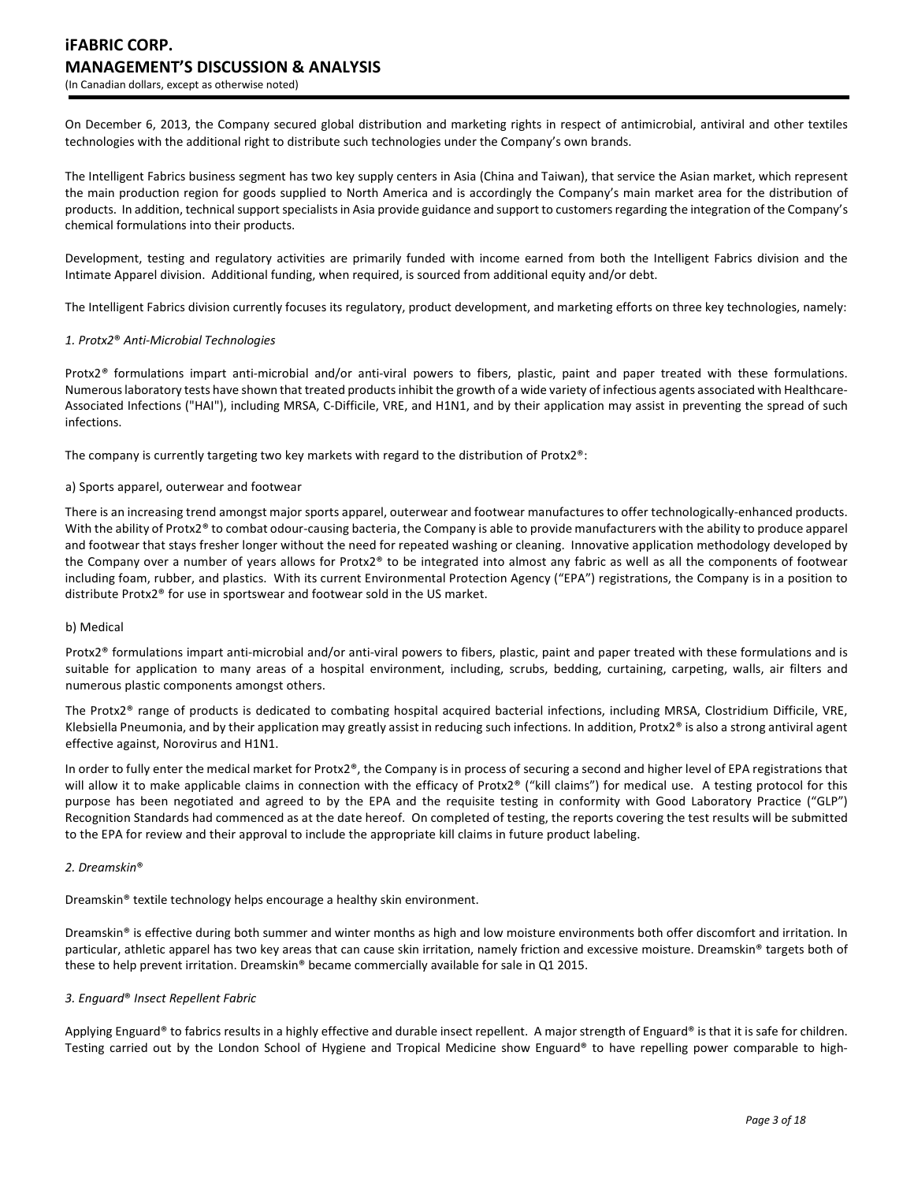On December 6, 2013, the Company secured global distribution and marketing rights in respect of antimicrobial, antiviral and other textiles technologies with the additional right to distribute such technologies under the Company's own brands.

The Intelligent Fabrics business segment has two key supply centers in Asia (China and Taiwan), that service the Asian market, which represent the main production region for goods supplied to North America and is accordingly the Company's main market area for the distribution of products. In addition, technical support specialists in Asia provide guidance and support to customers regarding the integration of the Company's chemical formulations into their products.

Development, testing and regulatory activities are primarily funded with income earned from both the Intelligent Fabrics division and the Intimate Apparel division. Additional funding, when required, is sourced from additional equity and/or debt.

The Intelligent Fabrics division currently focuses its regulatory, product development, and marketing efforts on three key technologies, namely:

*1. Protx2® Anti-Microbial Technologies*

Protx2® formulations impart anti-microbial and/or anti-viral powers to fibers, plastic, paint and paper treated with these formulations. Numerous laboratory tests have shown that treated products inhibit the growth of a wide variety of infectious agents associated with Healthcare-Associated Infections ("HAI"), including MRSA, C-Difficile, VRE, and H1N1, and by their application may assist in preventing the spread of such infections.

The company is currently targeting two key markets with regard to the distribution of Protx2®:

a) Sports apparel, outerwear and footwear

There is an increasing trend amongst major sports apparel, outerwear and footwear manufactures to offer technologically-enhanced products. With the ability of Protx2® to combat odour-causing bacteria, the Company is able to provide manufacturers with the ability to produce apparel and footwear that stays fresher longer without the need for repeated washing or cleaning. Innovative application methodology developed by the Company over a number of years allows for Protx2® to be integrated into almost any fabric as well as all the components of footwear including foam, rubber, and plastics. With its current Environmental Protection Agency ("EPA") registrations, the Company is in a position to distribute Protx2® for use in sportswear and footwear sold in the US market.

b) Medical

Protx2® formulations impart anti-microbial and/or anti-viral powers to fibers, plastic, paint and paper treated with these formulations and is suitable for application to many areas of a hospital environment, including, scrubs, bedding, curtaining, carpeting, walls, air filters and numerous plastic components amongst others.

The Protx2® range of products is dedicated to combating hospital acquired bacterial infections, including MRSA, Clostridium Difficile, VRE, Klebsiella Pneumonia, and by their application may greatly assist in reducing such infections. In addition, Protx2® is also a strong antiviral agent effective against, Norovirus and H1N1.

In order to fully enter the medical market for Protx2®, the Company is in process of securing a second and higher level of EPA registrations that will allow it to make applicable claims in connection with the efficacy of Protx2® ("kill claims") for medical use. A testing protocol for this purpose has been negotiated and agreed to by the EPA and the requisite testing in conformity with Good Laboratory Practice ("GLP") Recognition Standards had commenced as at the date hereof. On completed of testing, the reports covering the test results will be submitted to the EPA for review and their approval to include the appropriate kill claims in future product labeling.

*2. Dreamskin®*

Dreamskin® textile technology helps encourage a healthy skin environment.

Dreamskin® is effective during both summer and winter months as high and low moisture environments both offer discomfort and irritation. In particular, athletic apparel has two key areas that can cause skin irritation, namely friction and excessive moisture. Dreamskin® targets both of these to help prevent irritation. Dreamskin® became commercially available for sale in Q1 2015.

*3. Enguard® Insect Repellent Fabric*

Applying Enguard® to fabrics results in a highly effective and durable insect repellent. A major strength of Enguard® is that it is safe for children. Testing carried out by the London School of Hygiene and Tropical Medicine show Enguard® to have repelling power comparable to high-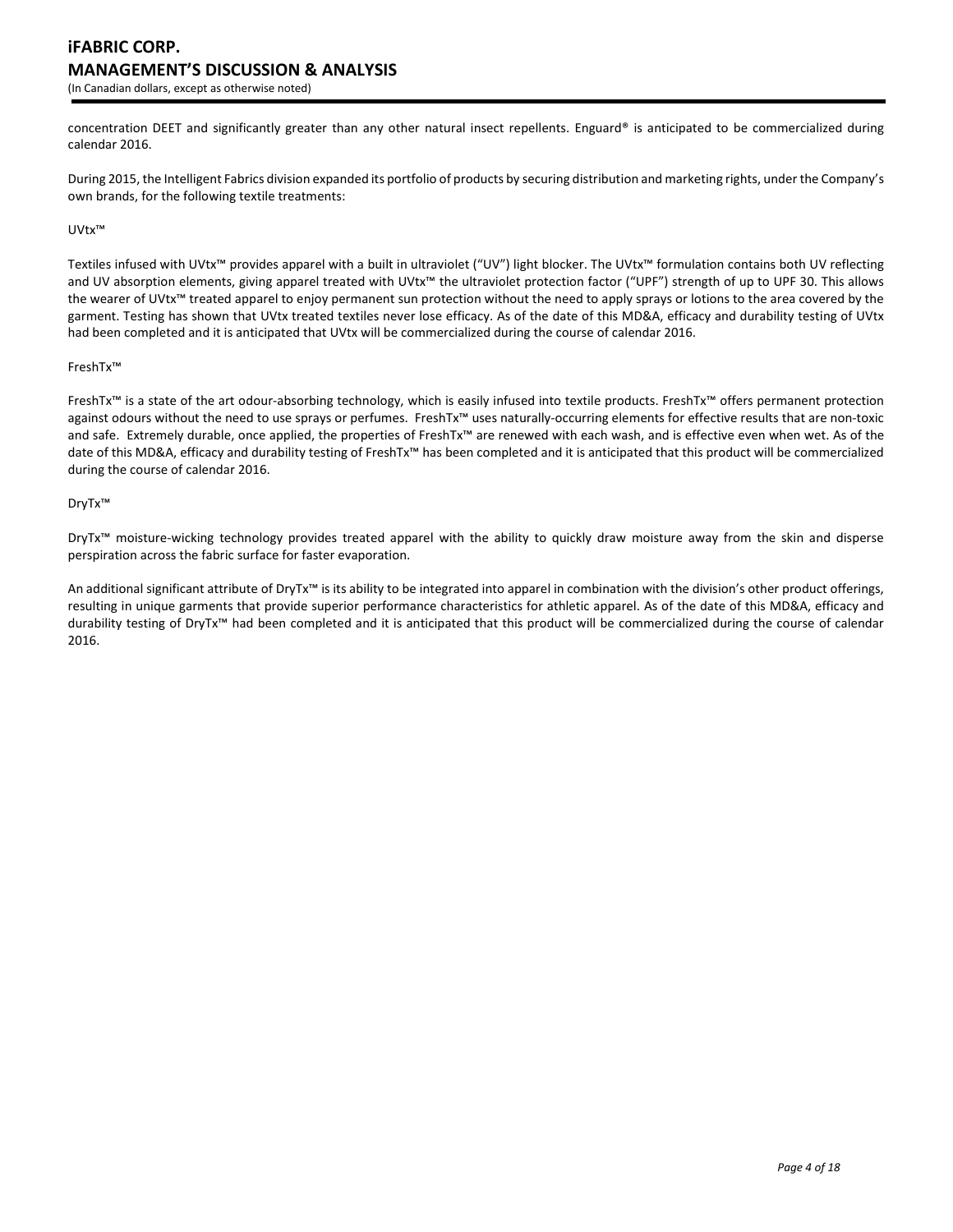concentration DEET and significantly greater than any other natural insect repellents. Enguard® is anticipated to be commercialized during calendar 2016.

During 2015, the Intelligent Fabrics division expanded its portfolio of products by securing distribution and marketing rights, under the Company's own brands, for the following textile treatments:

UVtx™

Textiles infused with UVtx™ provides apparel with a built in ultraviolet ("UV") light blocker. The UVtx™ formulation contains both UV reflecting and UV absorption elements, giving apparel treated with UVtx™ the ultraviolet protection factor ("UPF") strength of up to UPF 30. This allows the wearer of UVtx™ treated apparel to enjoy permanent sun protection without the need to apply sprays or lotions to the area covered by the garment. Testing has shown that UVtx treated textiles never lose efficacy. As of the date of this MD&A, efficacy and durability testing of UVtx had been completed and it is anticipated that UVtx will be commercialized during the course of calendar 2016.

FreshTx™

FreshTx™ is a state of the art odour-absorbing technology, which is easily infused into textile products. FreshTx™ offers permanent protection against odours without the need to use sprays or perfumes. FreshTx™ uses naturally-occurring elements for effective results that are non-toxic and safe. Extremely durable, once applied, the properties of FreshTx™ are renewed with each wash, and is effective even when wet. As of the date of this MD&A, efficacy and durability testing of FreshTx™ has been completed and it is anticipated that this product will be commercialized during the course of calendar 2016.

DryTx™

DryTx™ moisture-wicking technology provides treated apparel with the ability to quickly draw moisture away from the skin and disperse perspiration across the fabric surface for faster evaporation.

An additional significant attribute of DryTx™ is its ability to be integrated into apparel in combination with the division's other product offerings, resulting in unique garments that provide superior performance characteristics for athletic apparel. As of the date of this MD&A, efficacy and durability testing of DryTx™ had been completed and it is anticipated that this product will be commercialized during the course of calendar 2016.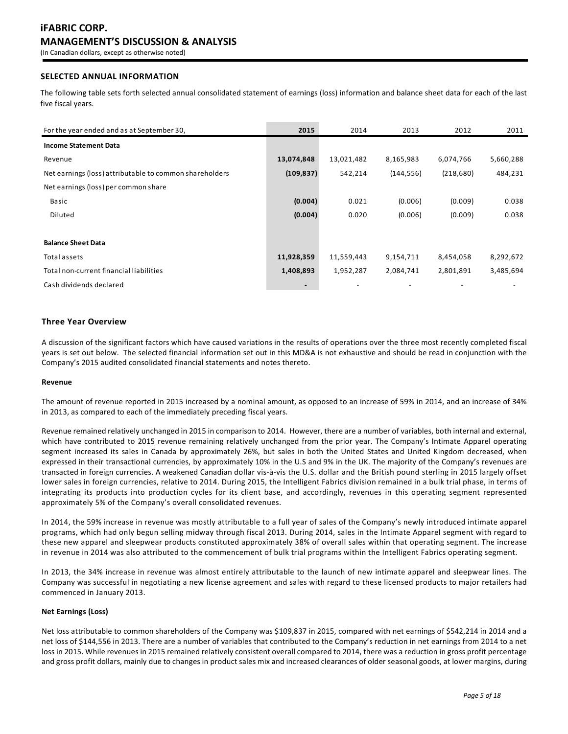## SELECTED ANNUAL INFORMATION

The following table sets forth selected annual consolidated statement of earnings (loss) information and balance sheet data for each of the last five fiscal years.

| For the year ended and as at September 30, | **2015** | 2014 | 2013 | 2012 | 2011 |
|---|---|---|---|---|---|
| **Income Statement Data** | | | | | |
| Revenue | **13,074,848** | 13,021,482 | 8,165,983 | 6,074,766 | 5,660,288 |
| Net earnings (loss) attributable to common shareholders | **(109,837)** | 542,214 | (144,556) | (218,680) | 484,231 |
| Net earnings (loss) per common share | | | | | |
| Basic | **(0.004)** | 0.021 | (0.006) | (0.009) | 0.038 |
| Diluted | **(0.004)** | 0.020 | (0.006) | (0.009) | 0.038 |
| **Balance Sheet Data** | | | | | |
| Total assets | **11,928,359** | 11,559,443 | 9,154,711 | 8,454,058 | 8,292,672 |
| Total non-current financial liabilities | **1,408,893** | 1,952,287 | 2,084,741 | 2,801,891 | 3,485,694 |
| Cash dividends declared | **-** | - | - | - | - |

## Three Year Overview

A discussion of the significant factors which have caused variations in the results of operations over the three most recently completed fiscal years is set out below. The selected financial information set out in this MD&A is not exhaustive and should be read in conjunction with the Company's 2015 audited consolidated financial statements and notes thereto.

**Revenue**

The amount of revenue reported in 2015 increased by a nominal amount, as opposed to an increase of 59% in 2014, and an increase of 34% in 2013, as compared to each of the immediately preceding fiscal years.

Revenue remained relatively unchanged in 2015 in comparison to 2014. However, there are a number of variables, both internal and external, which have contributed to 2015 revenue remaining relatively unchanged from the prior year. The Company's Intimate Apparel operating segment increased its sales in Canada by approximately 26%, but sales in both the United States and United Kingdom decreased, when expressed in their transactional currencies, by approximately 10% in the U.S and 9% in the UK. The majority of the Company's revenues are transacted in foreign currencies. A weakened Canadian dollar vis-à-vis the U.S. dollar and the British pound sterling in 2015 largely offset lower sales in foreign currencies, relative to 2014. During 2015, the Intelligent Fabrics division remained in a bulk trial phase, in terms of integrating its products into production cycles for its client base, and accordingly, revenues in this operating segment represented approximately 5% of the Company's overall consolidated revenues.

In 2014, the 59% increase in revenue was mostly attributable to a full year of sales of the Company's newly introduced intimate apparel programs, which had only begun selling midway through fiscal 2013. During 2014, sales in the Intimate Apparel segment with regard to these new apparel and sleepwear products constituted approximately 38% of overall sales within that operating segment. The increase in revenue in 2014 was also attributed to the commencement of bulk trial programs within the Intelligent Fabrics operating segment.

In 2013, the 34% increase in revenue was almost entirely attributable to the launch of new intimate apparel and sleepwear lines. The Company was successful in negotiating a new license agreement and sales with regard to these licensed products to major retailers had commenced in January 2013.

**Net Earnings (Loss)**

Net loss attributable to common shareholders of the Company was $109,837 in 2015, compared with net earnings of $542,214 in 2014 and a net loss of $144,556 in 2013. There are a number of variables that contributed to the Company's reduction in net earnings from 2014 to a net loss in 2015. While revenues in 2015 remained relatively consistent overall compared to 2014, there was a reduction in gross profit percentage and gross profit dollars, mainly due to changes in product sales mix and increased clearances of older seasonal goods, at lower margins, during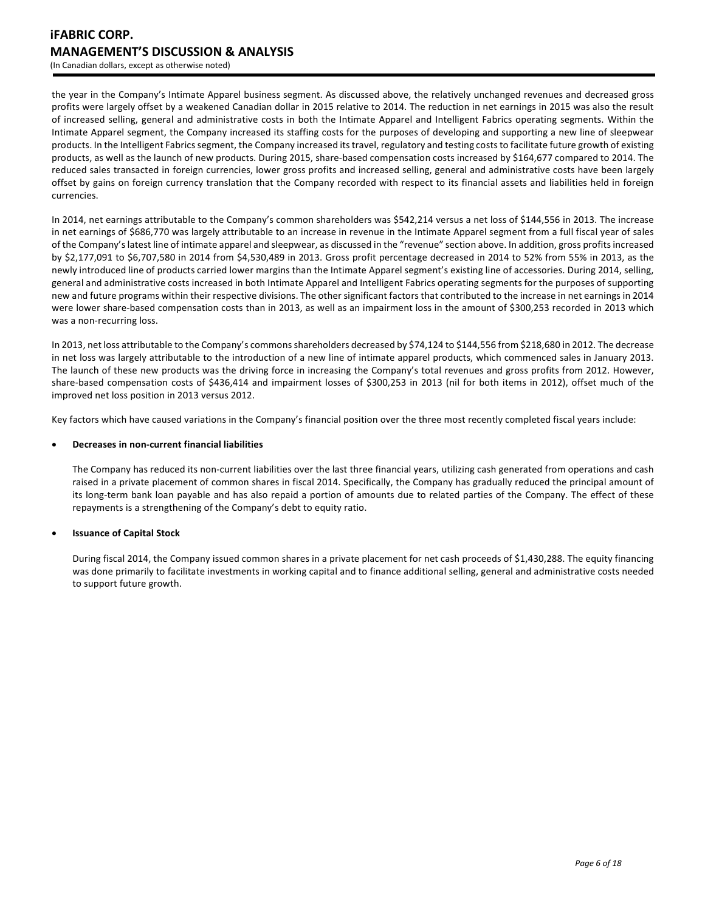the year in the Company's Intimate Apparel business segment. As discussed above, the relatively unchanged revenues and decreased gross profits were largely offset by a weakened Canadian dollar in 2015 relative to 2014. The reduction in net earnings in 2015 was also the result of increased selling, general and administrative costs in both the Intimate Apparel and Intelligent Fabrics operating segments. Within the Intimate Apparel segment, the Company increased its staffing costs for the purposes of developing and supporting a new line of sleepwear products. In the Intelligent Fabrics segment, the Company increased its travel, regulatory and testing costs to facilitate future growth of existing products, as well as the launch of new products. During 2015, share-based compensation costs increased by $164,677 compared to 2014. The reduced sales transacted in foreign currencies, lower gross profits and increased selling, general and administrative costs have been largely offset by gains on foreign currency translation that the Company recorded with respect to its financial assets and liabilities held in foreign currencies.

In 2014, net earnings attributable to the Company's common shareholders was $542,214 versus a net loss of $144,556 in 2013. The increase in net earnings of $686,770 was largely attributable to an increase in revenue in the Intimate Apparel segment from a full fiscal year of sales of the Company's latest line of intimate apparel and sleepwear, as discussed in the "revenue" section above. In addition, gross profits increased by $2,177,091 to $6,707,580 in 2014 from $4,530,489 in 2013. Gross profit percentage decreased in 2014 to 52% from 55% in 2013, as the newly introduced line of products carried lower margins than the Intimate Apparel segment's existing line of accessories. During 2014, selling, general and administrative costs increased in both Intimate Apparel and Intelligent Fabrics operating segments for the purposes of supporting new and future programs within their respective divisions. The other significant factors that contributed to the increase in net earnings in 2014 were lower share-based compensation costs than in 2013, as well as an impairment loss in the amount of $300,253 recorded in 2013 which was a non-recurring loss.

In 2013, net loss attributable to the Company's commons shareholders decreased by $74,124 to $144,556 from $218,680 in 2012. The decrease in net loss was largely attributable to the introduction of a new line of intimate apparel products, which commenced sales in January 2013. The launch of these new products was the driving force in increasing the Company's total revenues and gross profits from 2012. However, share-based compensation costs of $436,414 and impairment losses of $300,253 in 2013 (nil for both items in 2012), offset much of the improved net loss position in 2013 versus 2012.

Key factors which have caused variations in the Company's financial position over the three most recently completed fiscal years include:

- **Decreases in non-current financial liabilities**

  The Company has reduced its non-current liabilities over the last three financial years, utilizing cash generated from operations and cash raised in a private placement of common shares in fiscal 2014. Specifically, the Company has gradually reduced the principal amount of its long-term bank loan payable and has also repaid a portion of amounts due to related parties of the Company. The effect of these repayments is a strengthening of the Company's debt to equity ratio.

- **Issuance of Capital Stock**

  During fiscal 2014, the Company issued common shares in a private placement for net cash proceeds of $1,430,288. The equity financing was done primarily to facilitate investments in working capital and to finance additional selling, general and administrative costs needed to support future growth.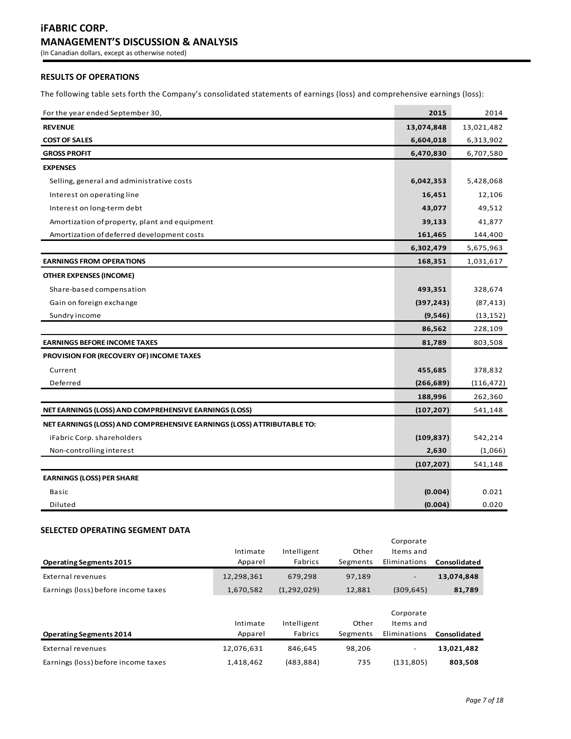## RESULTS OF OPERATIONS

The following table sets forth the Company's consolidated statements of earnings (loss) and comprehensive earnings (loss):

| For the year ended September 30, | 2015 | 2014 |
|---|---|---|
| **REVENUE** | **13,074,848** | 13,021,482 |
| **COST OF SALES** | **6,604,018** | 6,313,902 |
| **GROSS PROFIT** | **6,470,830** | 6,707,580 |
| **EXPENSES** | | |
| Selling, general and administrative costs | **6,042,353** | 5,428,068 |
| Interest on operating line | **16,451** | 12,106 |
| Interest on long-term debt | **43,077** | 49,512 |
| Amortization of property, plant and equipment | **39,133** | 41,877 |
| Amortization of deferred development costs | **161,465** | 144,400 |
| | **6,302,479** | 5,675,963 |
| **EARNINGS FROM OPERATIONS** | **168,351** | 1,031,617 |
| **OTHER EXPENSES (INCOME)** | | |
| Share-based compensation | **493,351** | 328,674 |
| Gain on foreign exchange | **(397,243)** | (87,413) |
| Sundry income | **(9,546)** | (13,152) |
| | **86,562** | 228,109 |
| **EARNINGS BEFORE INCOME TAXES** | **81,789** | 803,508 |
| **PROVISION FOR (RECOVERY OF) INCOME TAXES** | | |
| Current | **455,685** | 378,832 |
| Deferred | **(266,689)** | (116,472) |
| | **188,996** | 262,360 |
| **NET EARNINGS (LOSS) AND COMPREHENSIVE EARNINGS (LOSS)** | **(107,207)** | 541,148 |
| **NET EARNINGS (LOSS) AND COMPREHENSIVE EARNINGS (LOSS) ATTRIBUTABLE TO:** | | |
| iFabric Corp. shareholders | **(109,837)** | 542,214 |
| Non-controlling interest | **2,630** | (1,066) |
| | **(107,207)** | 541,148 |
| **EARNINGS (LOSS) PER SHARE** | | |
| Basic | **(0.004)** | 0.021 |
| Diluted | **(0.004)** | 0.020 |

## SELECTED OPERATING SEGMENT DATA

| **Operating Segments 2015** | Intimate Apparel | Intelligent Fabrics | Other Segments | Corporate Items and Eliminations | **Consolidated** |
|---|---|---|---|---|---|
| External revenues | 12,298,361 | 679,298 | 97,189 | - | **13,074,848** |
| Earnings (loss) before income taxes | 1,670,582 | (1,292,029) | 12,881 | (309,645) | **81,789** |

| **Operating Segments 2014** | Intimate Apparel | Intelligent Fabrics | Other Segments | Corporate Items and Eliminations | **Consolidated** |
|---|---|---|---|---|---|
| External revenues | 12,076,631 | 846,645 | 98,206 | - | **13,021,482** |
| Earnings (loss) before income taxes | 1,418,462 | (483,884) | 735 | (131,805) | **803,508** |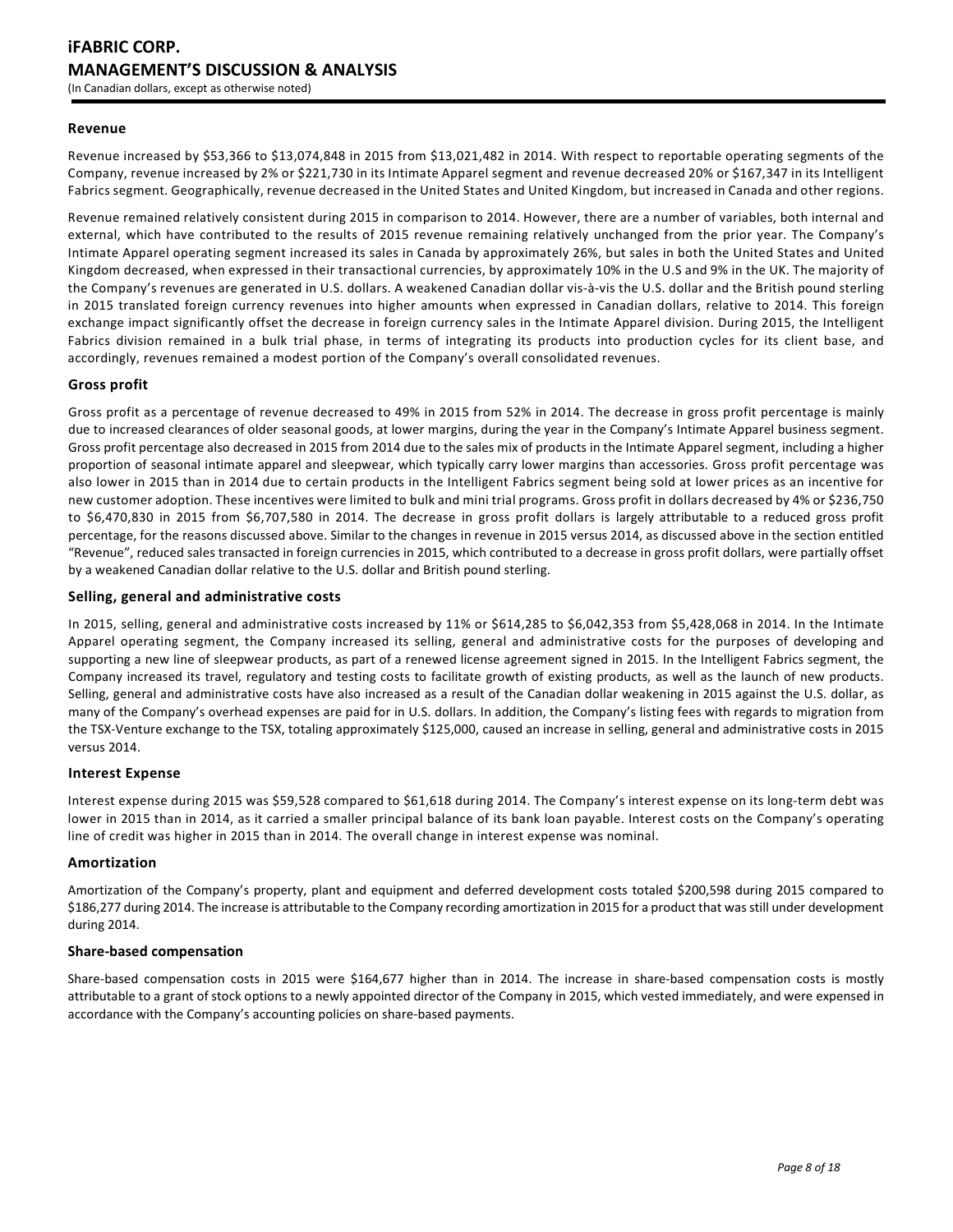## Revenue

Revenue increased by $53,366 to $13,074,848 in 2015 from $13,021,482 in 2014. With respect to reportable operating segments of the Company, revenue increased by 2% or $221,730 in its Intimate Apparel segment and revenue decreased 20% or $167,347 in its Intelligent Fabrics segment. Geographically, revenue decreased in the United States and United Kingdom, but increased in Canada and other regions.

Revenue remained relatively consistent during 2015 in comparison to 2014. However, there are a number of variables, both internal and external, which have contributed to the results of 2015 revenue remaining relatively unchanged from the prior year. The Company's Intimate Apparel operating segment increased its sales in Canada by approximately 26%, but sales in both the United States and United Kingdom decreased, when expressed in their transactional currencies, by approximately 10% in the U.S and 9% in the UK. The majority of the Company's revenues are generated in U.S. dollars. A weakened Canadian dollar vis-à-vis the U.S. dollar and the British pound sterling in 2015 translated foreign currency revenues into higher amounts when expressed in Canadian dollars, relative to 2014. This foreign exchange impact significantly offset the decrease in foreign currency sales in the Intimate Apparel division. During 2015, the Intelligent Fabrics division remained in a bulk trial phase, in terms of integrating its products into production cycles for its client base, and accordingly, revenues remained a modest portion of the Company's overall consolidated revenues.

## Gross profit

Gross profit as a percentage of revenue decreased to 49% in 2015 from 52% in 2014. The decrease in gross profit percentage is mainly due to increased clearances of older seasonal goods, at lower margins, during the year in the Company's Intimate Apparel business segment. Gross profit percentage also decreased in 2015 from 2014 due to the sales mix of products in the Intimate Apparel segment, including a higher proportion of seasonal intimate apparel and sleepwear, which typically carry lower margins than accessories. Gross profit percentage was also lower in 2015 than in 2014 due to certain products in the Intelligent Fabrics segment being sold at lower prices as an incentive for new customer adoption. These incentives were limited to bulk and mini trial programs. Gross profit in dollars decreased by 4% or $236,750 to $6,470,830 in 2015 from $6,707,580 in 2014. The decrease in gross profit dollars is largely attributable to a reduced gross profit percentage, for the reasons discussed above. Similar to the changes in revenue in 2015 versus 2014, as discussed above in the section entitled "Revenue", reduced sales transacted in foreign currencies in 2015, which contributed to a decrease in gross profit dollars, were partially offset by a weakened Canadian dollar relative to the U.S. dollar and British pound sterling.

## Selling, general and administrative costs

In 2015, selling, general and administrative costs increased by 11% or $614,285 to $6,042,353 from $5,428,068 in 2014. In the Intimate Apparel operating segment, the Company increased its selling, general and administrative costs for the purposes of developing and supporting a new line of sleepwear products, as part of a renewed license agreement signed in 2015. In the Intelligent Fabrics segment, the Company increased its travel, regulatory and testing costs to facilitate growth of existing products, as well as the launch of new products. Selling, general and administrative costs have also increased as a result of the Canadian dollar weakening in 2015 against the U.S. dollar, as many of the Company's overhead expenses are paid for in U.S. dollars. In addition, the Company's listing fees with regards to migration from the TSX-Venture exchange to the TSX, totaling approximately $125,000, caused an increase in selling, general and administrative costs in 2015 versus 2014.

## Interest Expense

Interest expense during 2015 was $59,528 compared to $61,618 during 2014. The Company's interest expense on its long-term debt was lower in 2015 than in 2014, as it carried a smaller principal balance of its bank loan payable. Interest costs on the Company's operating line of credit was higher in 2015 than in 2014. The overall change in interest expense was nominal.

## Amortization

Amortization of the Company's property, plant and equipment and deferred development costs totaled $200,598 during 2015 compared to $186,277 during 2014. The increase is attributable to the Company recording amortization in 2015 for a product that was still under development during 2014.

## Share-based compensation

Share-based compensation costs in 2015 were $164,677 higher than in 2014. The increase in share-based compensation costs is mostly attributable to a grant of stock options to a newly appointed director of the Company in 2015, which vested immediately, and were expensed in accordance with the Company's accounting policies on share-based payments.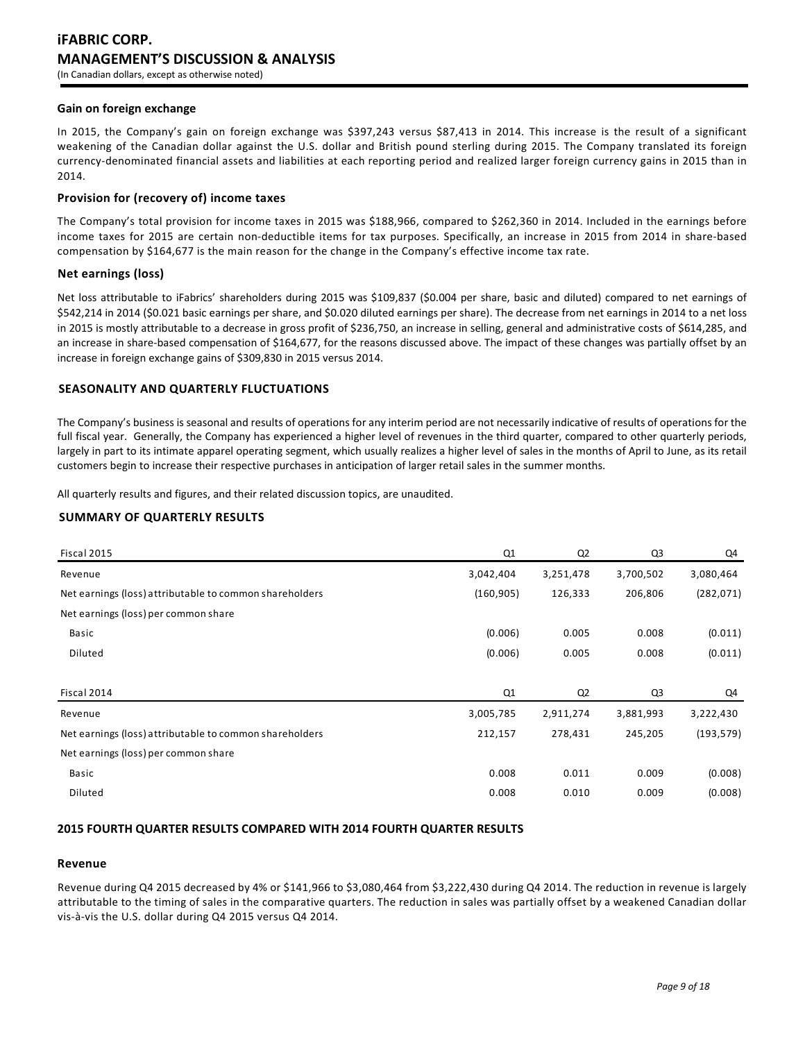### Gain on foreign exchange

In 2015, the Company's gain on foreign exchange was $397,243 versus $87,413 in 2014. This increase is the result of a significant weakening of the Canadian dollar against the U.S. dollar and British pound sterling during 2015. The Company translated its foreign currency-denominated financial assets and liabilities at each reporting period and realized larger foreign currency gains in 2015 than in 2014.

### Provision for (recovery of) income taxes

The Company's total provision for income taxes in 2015 was $188,966, compared to $262,360 in 2014. Included in the earnings before income taxes for 2015 are certain non-deductible items for tax purposes. Specifically, an increase in 2015 from 2014 in share-based compensation by $164,677 is the main reason for the change in the Company's effective income tax rate.

### Net earnings (loss)

Net loss attributable to iFabrics' shareholders during 2015 was $109,837 ($0.004 per share, basic and diluted) compared to net earnings of $542,214 in 2014 ($0.021 basic earnings per share, and $0.020 diluted earnings per share). The decrease from net earnings in 2014 to a net loss in 2015 is mostly attributable to a decrease in gross profit of $236,750, an increase in selling, general and administrative costs of $614,285, and an increase in share-based compensation of $164,677, for the reasons discussed above. The impact of these changes was partially offset by an increase in foreign exchange gains of $309,830 in 2015 versus 2014.

## SEASONALITY AND QUARTERLY FLUCTUATIONS

The Company's business is seasonal and results of operations for any interim period are not necessarily indicative of results of operations for the full fiscal year. Generally, the Company has experienced a higher level of revenues in the third quarter, compared to other quarterly periods, largely in part to its intimate apparel operating segment, which usually realizes a higher level of sales in the months of April to June, as its retail customers begin to increase their respective purchases in anticipation of larger retail sales in the summer months.

All quarterly results and figures, and their related discussion topics, are unaudited.

## SUMMARY OF QUARTERLY RESULTS

| Fiscal 2015 | Q1 | Q2 | Q3 | Q4 |
|---|---|---|---|---|
| Revenue | 3,042,404 | 3,251,478 | 3,700,502 | 3,080,464 |
| Net earnings (loss) attributable to common shareholders | (160,905) | 126,333 | 206,806 | (282,071) |
| Net earnings (loss) per common share | | | | |
| Basic | (0.006) | 0.005 | 0.008 | (0.011) |
| Diluted | (0.006) | 0.005 | 0.008 | (0.011) |

| Fiscal 2014 | Q1 | Q2 | Q3 | Q4 |
|---|---|---|---|---|
| Revenue | 3,005,785 | 2,911,274 | 3,881,993 | 3,222,430 |
| Net earnings (loss) attributable to common shareholders | 212,157 | 278,431 | 245,205 | (193,579) |
| Net earnings (loss) per common share | | | | |
| Basic | 0.008 | 0.011 | 0.009 | (0.008) |
| Diluted | 0.008 | 0.010 | 0.009 | (0.008) |

## 2015 FOURTH QUARTER RESULTS COMPARED WITH 2014 FOURTH QUARTER RESULTS

### Revenue

Revenue during Q4 2015 decreased by 4% or $141,966 to $3,080,464 from $3,222,430 during Q4 2014. The reduction in revenue is largely attributable to the timing of sales in the comparative quarters. The reduction in sales was partially offset by a weakened Canadian dollar vis-à-vis the U.S. dollar during Q4 2015 versus Q4 2014.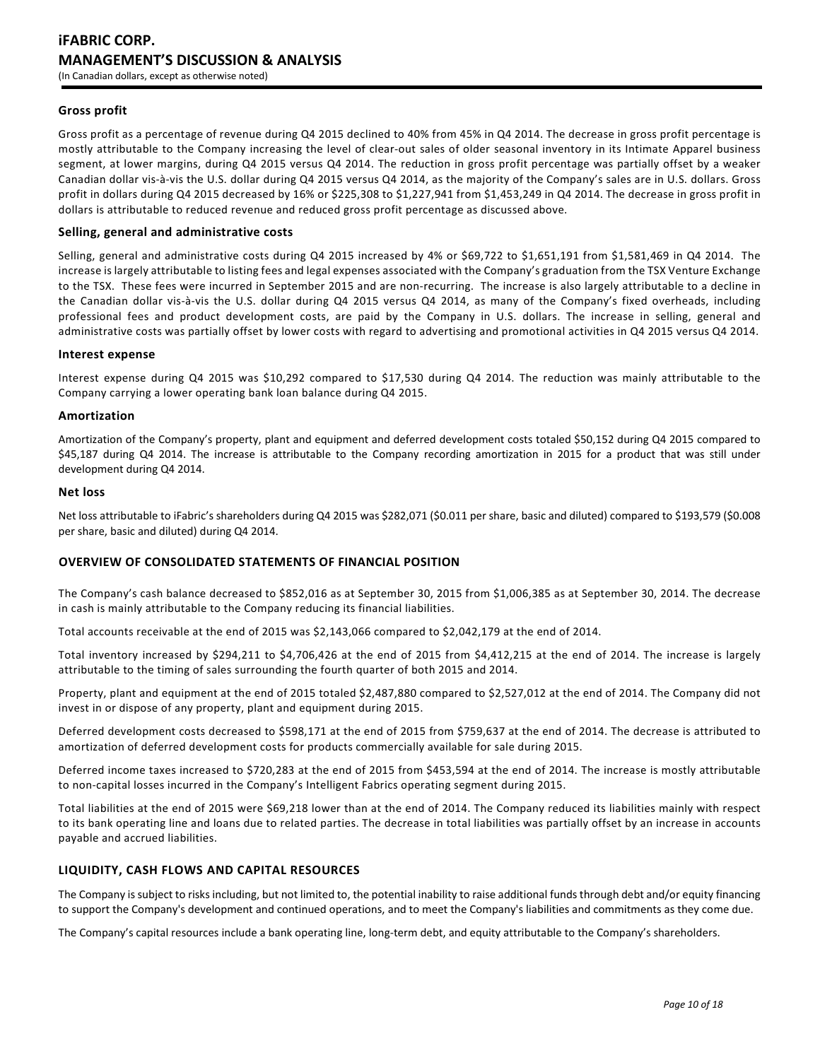### Gross profit

Gross profit as a percentage of revenue during Q4 2015 declined to 40% from 45% in Q4 2014. The decrease in gross profit percentage is mostly attributable to the Company increasing the level of clear-out sales of older seasonal inventory in its Intimate Apparel business segment, at lower margins, during Q4 2015 versus Q4 2014. The reduction in gross profit percentage was partially offset by a weaker Canadian dollar vis-à-vis the U.S. dollar during Q4 2015 versus Q4 2014, as the majority of the Company's sales are in U.S. dollars. Gross profit in dollars during Q4 2015 decreased by 16% or $225,308 to $1,227,941 from $1,453,249 in Q4 2014. The decrease in gross profit in dollars is attributable to reduced revenue and reduced gross profit percentage as discussed above.

### Selling, general and administrative costs

Selling, general and administrative costs during Q4 2015 increased by 4% or $69,722 to $1,651,191 from $1,581,469 in Q4 2014. The increase is largely attributable to listing fees and legal expenses associated with the Company's graduation from the TSX Venture Exchange to the TSX. These fees were incurred in September 2015 and are non-recurring. The increase is also largely attributable to a decline in the Canadian dollar vis-à-vis the U.S. dollar during Q4 2015 versus Q4 2014, as many of the Company's fixed overheads, including professional fees and product development costs, are paid by the Company in U.S. dollars. The increase in selling, general and administrative costs was partially offset by lower costs with regard to advertising and promotional activities in Q4 2015 versus Q4 2014.

### Interest expense

Interest expense during Q4 2015 was $10,292 compared to $17,530 during Q4 2014. The reduction was mainly attributable to the Company carrying a lower operating bank loan balance during Q4 2015.

### Amortization

Amortization of the Company's property, plant and equipment and deferred development costs totaled $50,152 during Q4 2015 compared to $45,187 during Q4 2014. The increase is attributable to the Company recording amortization in 2015 for a product that was still under development during Q4 2014.

### Net loss

Net loss attributable to iFabric's shareholders during Q4 2015 was $282,071 ($0.011 per share, basic and diluted) compared to $193,579 ($0.008 per share, basic and diluted) during Q4 2014.

## OVERVIEW OF CONSOLIDATED STATEMENTS OF FINANCIAL POSITION

The Company's cash balance decreased to $852,016 as at September 30, 2015 from $1,006,385 as at September 30, 2014. The decrease in cash is mainly attributable to the Company reducing its financial liabilities.

Total accounts receivable at the end of 2015 was $2,143,066 compared to $2,042,179 at the end of 2014.

Total inventory increased by $294,211 to $4,706,426 at the end of 2015 from $4,412,215 at the end of 2014. The increase is largely attributable to the timing of sales surrounding the fourth quarter of both 2015 and 2014.

Property, plant and equipment at the end of 2015 totaled $2,487,880 compared to $2,527,012 at the end of 2014. The Company did not invest in or dispose of any property, plant and equipment during 2015.

Deferred development costs decreased to $598,171 at the end of 2015 from $759,637 at the end of 2014. The decrease is attributed to amortization of deferred development costs for products commercially available for sale during 2015.

Deferred income taxes increased to $720,283 at the end of 2015 from $453,594 at the end of 2014. The increase is mostly attributable to non-capital losses incurred in the Company's Intelligent Fabrics operating segment during 2015.

Total liabilities at the end of 2015 were $69,218 lower than at the end of 2014. The Company reduced its liabilities mainly with respect to its bank operating line and loans due to related parties. The decrease in total liabilities was partially offset by an increase in accounts payable and accrued liabilities.

## LIQUIDITY, CASH FLOWS AND CAPITAL RESOURCES

The Company is subject to risks including, but not limited to, the potential inability to raise additional funds through debt and/or equity financing to support the Company's development and continued operations, and to meet the Company's liabilities and commitments as they come due.

The Company's capital resources include a bank operating line, long-term debt, and equity attributable to the Company's shareholders.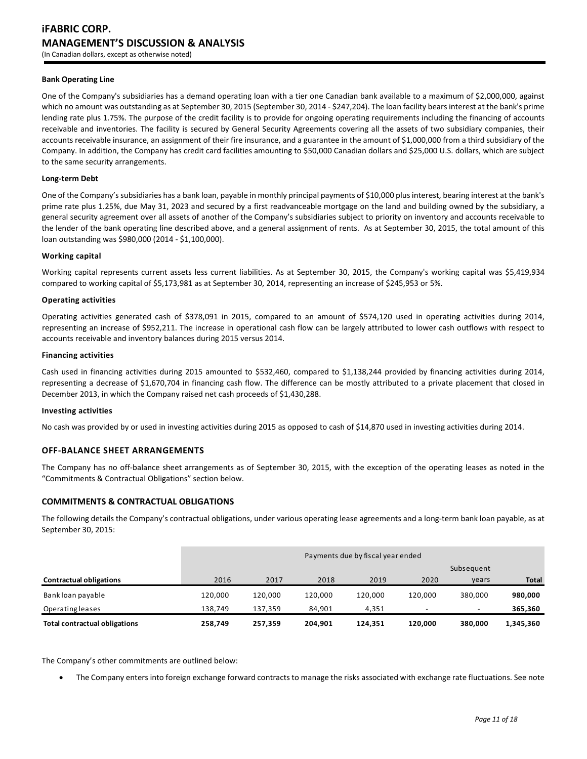#### Bank Operating Line

One of the Company's subsidiaries has a demand operating loan with a tier one Canadian bank available to a maximum of $2,000,000, against which no amount was outstanding as at September 30, 2015 (September 30, 2014 - $247,204). The loan facility bears interest at the bank's prime lending rate plus 1.75%. The purpose of the credit facility is to provide for ongoing operating requirements including the financing of accounts receivable and inventories. The facility is secured by General Security Agreements covering all the assets of two subsidiary companies, their accounts receivable insurance, an assignment of their fire insurance, and a guarantee in the amount of $1,000,000 from a third subsidiary of the Company. In addition, the Company has credit card facilities amounting to $50,000 Canadian dollars and $25,000 U.S. dollars, which are subject to the same security arrangements.

#### Long-term Debt

One of the Company's subsidiaries has a bank loan, payable in monthly principal payments of $10,000 plus interest, bearing interest at the bank's prime rate plus 1.25%, due May 31, 2023 and secured by a first readvanceable mortgage on the land and building owned by the subsidiary, a general security agreement over all assets of another of the Company's subsidiaries subject to priority on inventory and accounts receivable to the lender of the bank operating line described above, and a general assignment of rents. As at September 30, 2015, the total amount of this loan outstanding was $980,000 (2014 - $1,100,000).

#### Working capital

Working capital represents current assets less current liabilities. As at September 30, 2015, the Company's working capital was $5,419,934 compared to working capital of $5,173,981 as at September 30, 2014, representing an increase of $245,953 or 5%.

#### Operating activities

Operating activities generated cash of $378,091 in 2015, compared to an amount of $574,120 used in operating activities during 2014, representing an increase of $952,211. The increase in operational cash flow can be largely attributed to lower cash outflows with respect to accounts receivable and inventory balances during 2015 versus 2014.

#### Financing activities

Cash used in financing activities during 2015 amounted to $532,460, compared to $1,138,244 provided by financing activities during 2014, representing a decrease of $1,670,704 in financing cash flow. The difference can be mostly attributed to a private placement that closed in December 2013, in which the Company raised net cash proceeds of $1,430,288.

#### Investing activities

No cash was provided by or used in investing activities during 2015 as opposed to cash of $14,870 used in investing activities during 2014.

## OFF-BALANCE SHEET ARRANGEMENTS

The Company has no off-balance sheet arrangements as of September 30, 2015, with the exception of the operating leases as noted in the "Commitments & Contractual Obligations" section below.

## COMMITMENTS & CONTRACTUAL OBLIGATIONS

The following details the Company's contractual obligations, under various operating lease agreements and a long-term bank loan payable, as at September 30, 2015:

| | Payments due by fiscal year ended | | | | | | |
|---|---|---|---|---|---|---|---|
| **Contractual obligations** | 2016 | 2017 | 2018 | 2019 | 2020 | Subsequent years | **Total** |
| Bank loan payable | 120,000 | 120,000 | 120,000 | 120,000 | 120,000 | 380,000 | **980,000** |
| Operating leases | 138,749 | 137,359 | 84,901 | 4,351 | - | - | **365,360** |
| **Total contractual obligations** | **258,749** | **257,359** | **204,901** | **124,351** | **120,000** | **380,000** | **1,345,360** |

The Company's other commitments are outlined below:

- The Company enters into foreign exchange forward contracts to manage the risks associated with exchange rate fluctuations. See note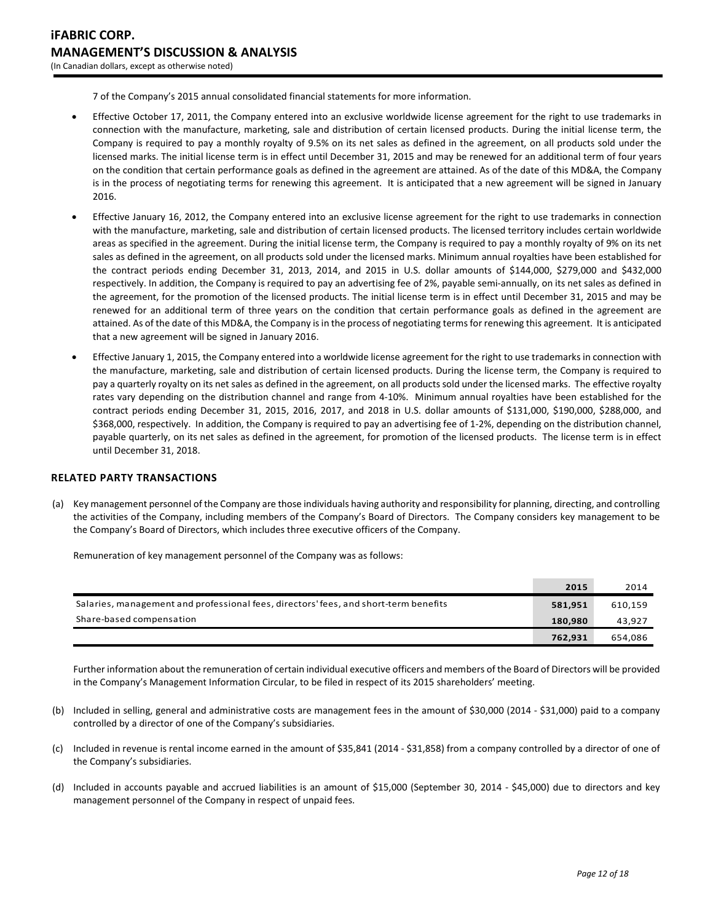7 of the Company's 2015 annual consolidated financial statements for more information.

- Effective October 17, 2011, the Company entered into an exclusive worldwide license agreement for the right to use trademarks in connection with the manufacture, marketing, sale and distribution of certain licensed products. During the initial license term, the Company is required to pay a monthly royalty of 9.5% on its net sales as defined in the agreement, on all products sold under the licensed marks. The initial license term is in effect until December 31, 2015 and may be renewed for an additional term of four years on the condition that certain performance goals as defined in the agreement are attained. As of the date of this MD&A, the Company is in the process of negotiating terms for renewing this agreement. It is anticipated that a new agreement will be signed in January 2016.
- Effective January 16, 2012, the Company entered into an exclusive license agreement for the right to use trademarks in connection with the manufacture, marketing, sale and distribution of certain licensed products. The licensed territory includes certain worldwide areas as specified in the agreement. During the initial license term, the Company is required to pay a monthly royalty of 9% on its net sales as defined in the agreement, on all products sold under the licensed marks. Minimum annual royalties have been established for the contract periods ending December 31, 2013, 2014, and 2015 in U.S. dollar amounts of $144,000, $279,000 and $432,000 respectively. In addition, the Company is required to pay an advertising fee of 2%, payable semi-annually, on its net sales as defined in the agreement, for the promotion of the licensed products. The initial license term is in effect until December 31, 2015 and may be renewed for an additional term of three years on the condition that certain performance goals as defined in the agreement are attained. As of the date of this MD&A, the Company is in the process of negotiating terms for renewing this agreement. It is anticipated that a new agreement will be signed in January 2016.
- Effective January 1, 2015, the Company entered into a worldwide license agreement for the right to use trademarks in connection with the manufacture, marketing, sale and distribution of certain licensed products. During the license term, the Company is required to pay a quarterly royalty on its net sales as defined in the agreement, on all products sold under the licensed marks. The effective royalty rates vary depending on the distribution channel and range from 4-10%. Minimum annual royalties have been established for the contract periods ending December 31, 2015, 2016, 2017, and 2018 in U.S. dollar amounts of $131,000, $190,000, $288,000, and $368,000, respectively. In addition, the Company is required to pay an advertising fee of 1-2%, depending on the distribution channel, payable quarterly, on its net sales as defined in the agreement, for promotion of the licensed products. The license term is in effect until December 31, 2018.

## RELATED PARTY TRANSACTIONS

(a) Key management personnel of the Company are those individuals having authority and responsibility for planning, directing, and controlling the activities of the Company, including members of the Company's Board of Directors. The Company considers key management to be the Company's Board of Directors, which includes three executive officers of the Company.

Remuneration of key management personnel of the Company was as follows:

| | **2015** | 2014 |
|---|---|---|
| Salaries, management and professional fees, directors' fees, and short-term benefits | **581,951** | 610,159 |
| Share-based compensation | **180,980** | 43,927 |
| | **762,931** | 654,086 |

Further information about the remuneration of certain individual executive officers and members of the Board of Directors will be provided in the Company's Management Information Circular, to be filed in respect of its 2015 shareholders' meeting.

(b) Included in selling, general and administrative costs are management fees in the amount of $30,000 (2014 - $31,000) paid to a company controlled by a director of one of the Company's subsidiaries.

(c) Included in revenue is rental income earned in the amount of $35,841 (2014 - $31,858) from a company controlled by a director of one of the Company's subsidiaries.

(d) Included in accounts payable and accrued liabilities is an amount of $15,000 (September 30, 2014 - $45,000) due to directors and key management personnel of the Company in respect of unpaid fees.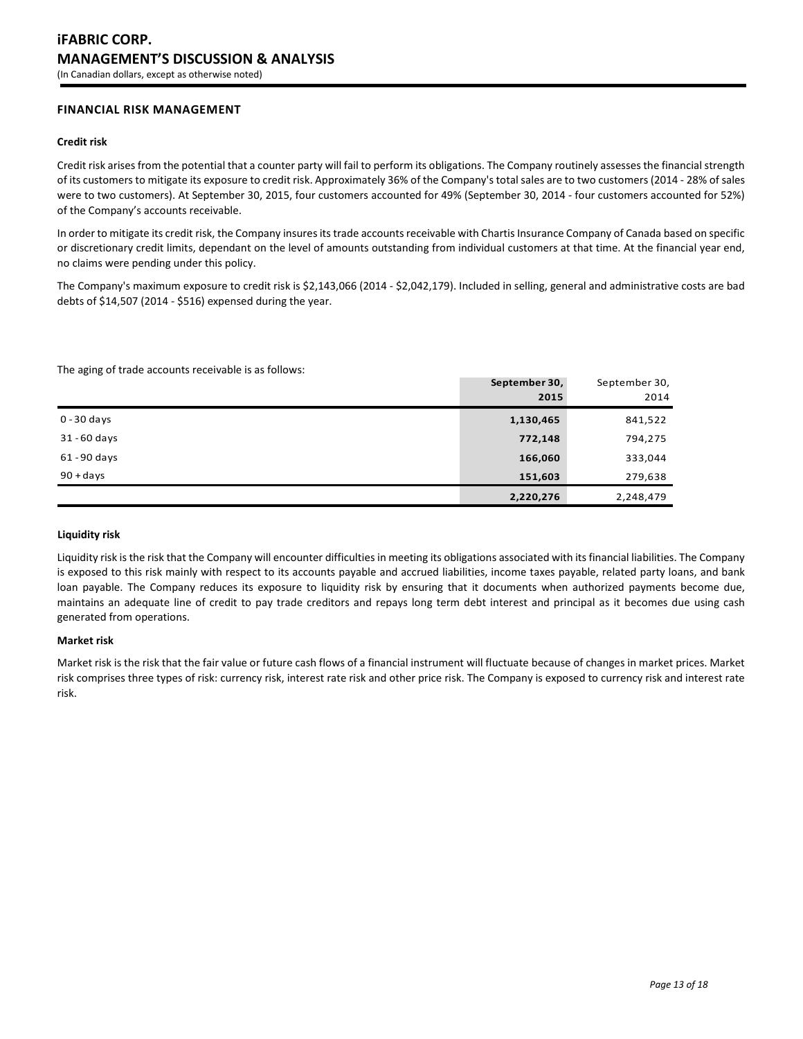## FINANCIAL RISK MANAGEMENT

### Credit risk

Credit risk arises from the potential that a counter party will fail to perform its obligations. The Company routinely assesses the financial strength of its customers to mitigate its exposure to credit risk. Approximately 36% of the Company's total sales are to two customers (2014 - 28% of sales were to two customers). At September 30, 2015, four customers accounted for 49% (September 30, 2014 - four customers accounted for 52%) of the Company's accounts receivable.

In order to mitigate its credit risk, the Company insures its trade accounts receivable with Chartis Insurance Company of Canada based on specific or discretionary credit limits, dependant on the level of amounts outstanding from individual customers at that time. At the financial year end, no claims were pending under this policy.

The Company's maximum exposure to credit risk is $2,143,066 (2014 - $2,042,179). Included in selling, general and administrative costs are bad debts of $14,507 (2014 - $516) expensed during the year.

The aging of trade accounts receivable is as follows:

| | September 30, 2015 | September 30, 2014 |
|---|---|---|
| 0 - 30 days | 1,130,465 | 841,522 |
| 31 - 60 days | 772,148 | 794,275 |
| 61 - 90 days | 166,060 | 333,044 |
| 90 + days | 151,603 | 279,638 |
| | 2,220,276 | 2,248,479 |

### Liquidity risk

Liquidity risk is the risk that the Company will encounter difficulties in meeting its obligations associated with its financial liabilities. The Company is exposed to this risk mainly with respect to its accounts payable and accrued liabilities, income taxes payable, related party loans, and bank loan payable. The Company reduces its exposure to liquidity risk by ensuring that it documents when authorized payments become due, maintains an adequate line of credit to pay trade creditors and repays long term debt interest and principal as it becomes due using cash generated from operations.

### Market risk

Market risk is the risk that the fair value or future cash flows of a financial instrument will fluctuate because of changes in market prices. Market risk comprises three types of risk: currency risk, interest rate risk and other price risk. The Company is exposed to currency risk and interest rate risk.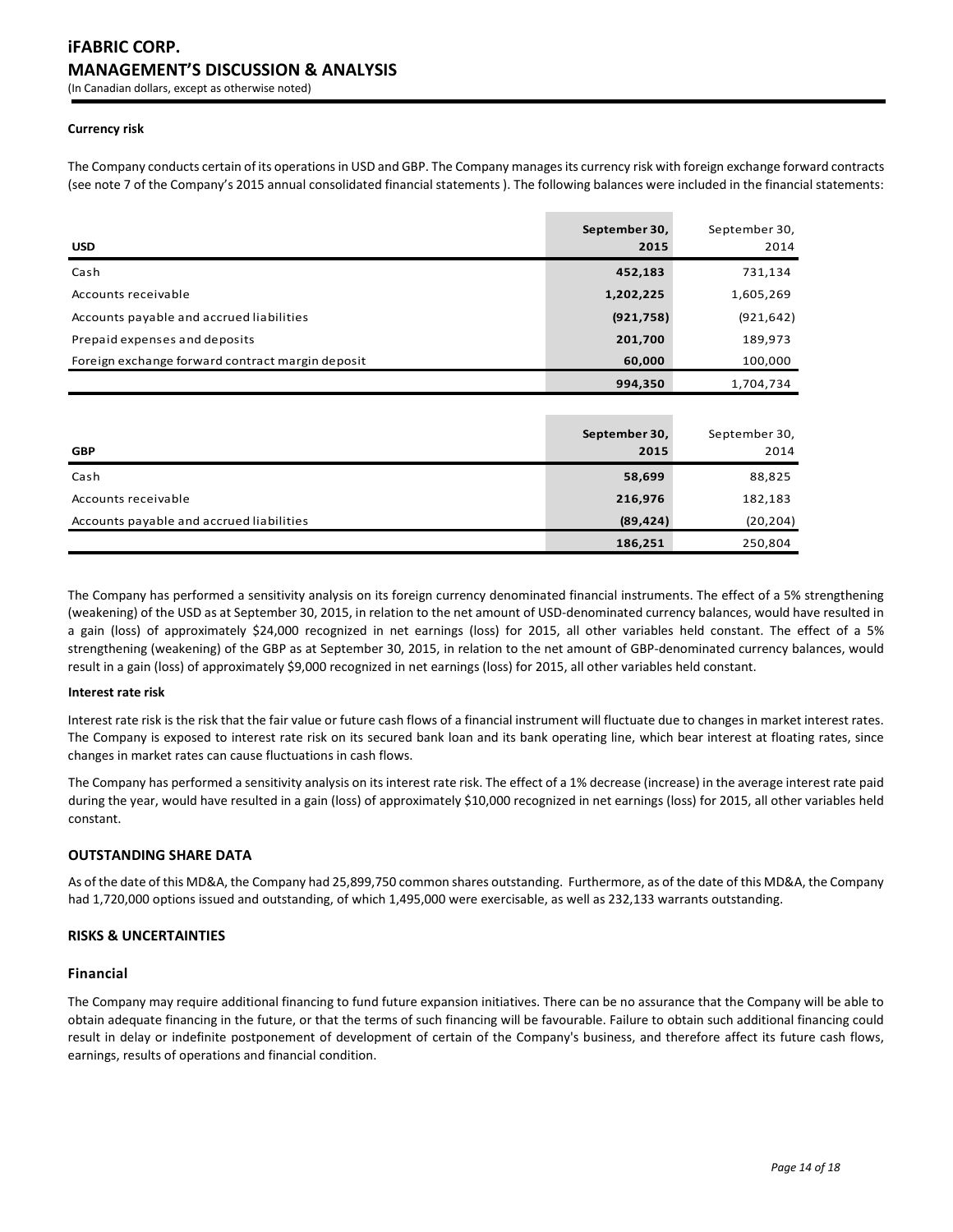#### Currency risk

The Company conducts certain of its operations in USD and GBP. The Company manages its currency risk with foreign exchange forward contracts (see note 7 of the Company's 2015 annual consolidated financial statements ). The following balances were included in the financial statements:

| USD | September 30, 2015 | September 30, 2014 |
|---|---|---|
| Cash | 452,183 | 731,134 |
| Accounts receivable | 1,202,225 | 1,605,269 |
| Accounts payable and accrued liabilities | (921,758) | (921,642) |
| Prepaid expenses and deposits | 201,700 | 189,973 |
| Foreign exchange forward contract margin deposit | 60,000 | 100,000 |
| | 994,350 | 1,704,734 |

| GBP | September 30, 2015 | September 30, 2014 |
|---|---|---|
| Cash | 58,699 | 88,825 |
| Accounts receivable | 216,976 | 182,183 |
| Accounts payable and accrued liabilities | (89,424) | (20,204) |
| | 186,251 | 250,804 |

The Company has performed a sensitivity analysis on its foreign currency denominated financial instruments. The effect of a 5% strengthening (weakening) of the USD as at September 30, 2015, in relation to the net amount of USD-denominated currency balances, would have resulted in a gain (loss) of approximately $24,000 recognized in net earnings (loss) for 2015, all other variables held constant. The effect of a 5% strengthening (weakening) of the GBP as at September 30, 2015, in relation to the net amount of GBP-denominated currency balances, would result in a gain (loss) of approximately $9,000 recognized in net earnings (loss) for 2015, all other variables held constant.

#### Interest rate risk

Interest rate risk is the risk that the fair value or future cash flows of a financial instrument will fluctuate due to changes in market interest rates. The Company is exposed to interest rate risk on its secured bank loan and its bank operating line, which bear interest at floating rates, since changes in market rates can cause fluctuations in cash flows.

The Company has performed a sensitivity analysis on its interest rate risk. The effect of a 1% decrease (increase) in the average interest rate paid during the year, would have resulted in a gain (loss) of approximately $10,000 recognized in net earnings (loss) for 2015, all other variables held constant.

## OUTSTANDING SHARE DATA

As of the date of this MD&A, the Company had 25,899,750 common shares outstanding. Furthermore, as of the date of this MD&A, the Company had 1,720,000 options issued and outstanding, of which 1,495,000 were exercisable, as well as 232,133 warrants outstanding.

## RISKS & UNCERTAINTIES

### Financial

The Company may require additional financing to fund future expansion initiatives. There can be no assurance that the Company will be able to obtain adequate financing in the future, or that the terms of such financing will be favourable. Failure to obtain such additional financing could result in delay or indefinite postponement of development of certain of the Company's business, and therefore affect its future cash flows, earnings, results of operations and financial condition.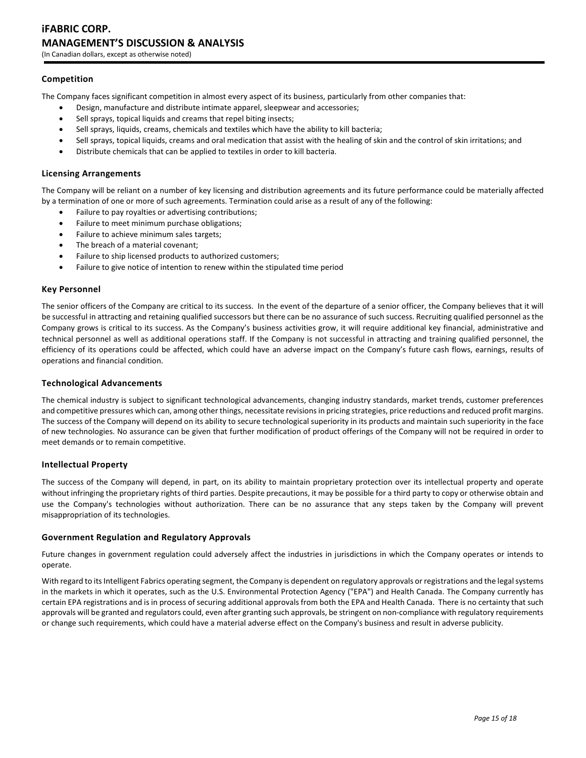### Competition

The Company faces significant competition in almost every aspect of its business, particularly from other companies that:

- Design, manufacture and distribute intimate apparel, sleepwear and accessories;
- Sell sprays, topical liquids and creams that repel biting insects;
- Sell sprays, liquids, creams, chemicals and textiles which have the ability to kill bacteria;
- Sell sprays, topical liquids, creams and oral medication that assist with the healing of skin and the control of skin irritations; and
- Distribute chemicals that can be applied to textiles in order to kill bacteria.

### Licensing Arrangements

The Company will be reliant on a number of key licensing and distribution agreements and its future performance could be materially affected by a termination of one or more of such agreements. Termination could arise as a result of any of the following:

- Failure to pay royalties or advertising contributions;
- Failure to meet minimum purchase obligations;
- Failure to achieve minimum sales targets;
- The breach of a material covenant;
- Failure to ship licensed products to authorized customers;
- Failure to give notice of intention to renew within the stipulated time period

### Key Personnel

The senior officers of the Company are critical to its success. In the event of the departure of a senior officer, the Company believes that it will be successful in attracting and retaining qualified successors but there can be no assurance of such success. Recruiting qualified personnel as the Company grows is critical to its success. As the Company's business activities grow, it will require additional key financial, administrative and technical personnel as well as additional operations staff. If the Company is not successful in attracting and training qualified personnel, the efficiency of its operations could be affected, which could have an adverse impact on the Company's future cash flows, earnings, results of operations and financial condition.

### Technological Advancements

The chemical industry is subject to significant technological advancements, changing industry standards, market trends, customer preferences and competitive pressures which can, among other things, necessitate revisions in pricing strategies, price reductions and reduced profit margins. The success of the Company will depend on its ability to secure technological superiority in its products and maintain such superiority in the face of new technologies. No assurance can be given that further modification of product offerings of the Company will not be required in order to meet demands or to remain competitive.

### Intellectual Property

The success of the Company will depend, in part, on its ability to maintain proprietary protection over its intellectual property and operate without infringing the proprietary rights of third parties. Despite precautions, it may be possible for a third party to copy or otherwise obtain and use the Company's technologies without authorization. There can be no assurance that any steps taken by the Company will prevent misappropriation of its technologies.

### Government Regulation and Regulatory Approvals

Future changes in government regulation could adversely affect the industries in jurisdictions in which the Company operates or intends to operate.

With regard to its Intelligent Fabrics operating segment, the Company is dependent on regulatory approvals or registrations and the legal systems in the markets in which it operates, such as the U.S. Environmental Protection Agency ("EPA") and Health Canada. The Company currently has certain EPA registrations and is in process of securing additional approvals from both the EPA and Health Canada. There is no certainty that such approvals will be granted and regulators could, even after granting such approvals, be stringent on non-compliance with regulatory requirements or change such requirements, which could have a material adverse effect on the Company's business and result in adverse publicity.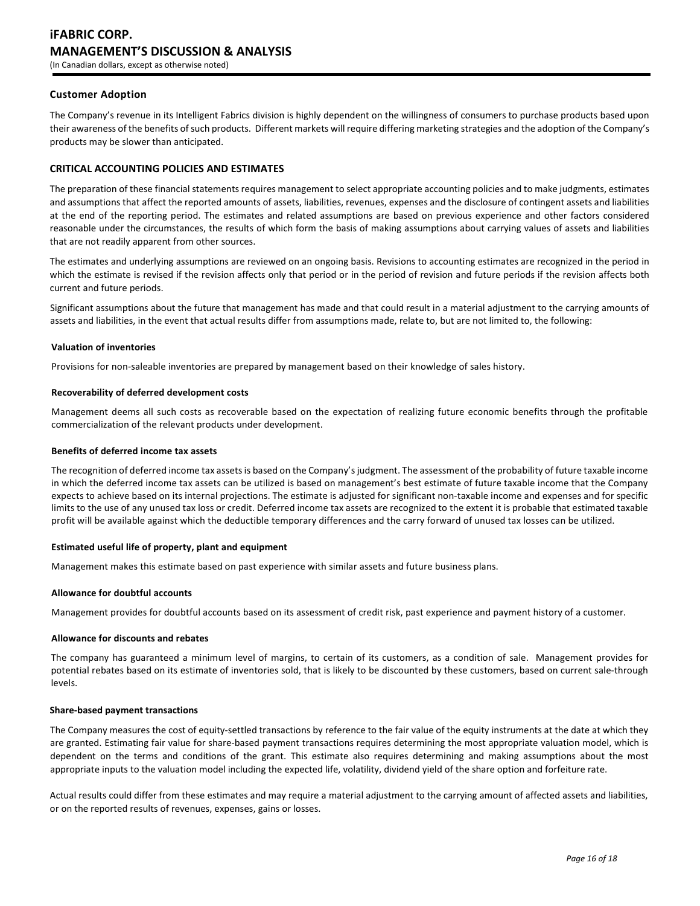### Customer Adoption

The Company's revenue in its Intelligent Fabrics division is highly dependent on the willingness of consumers to purchase products based upon their awareness of the benefits of such products. Different markets will require differing marketing strategies and the adoption of the Company's products may be slower than anticipated.

### CRITICAL ACCOUNTING POLICIES AND ESTIMATES

The preparation of these financial statements requires management to select appropriate accounting policies and to make judgments, estimates and assumptions that affect the reported amounts of assets, liabilities, revenues, expenses and the disclosure of contingent assets and liabilities at the end of the reporting period. The estimates and related assumptions are based on previous experience and other factors considered reasonable under the circumstances, the results of which form the basis of making assumptions about carrying values of assets and liabilities that are not readily apparent from other sources.

The estimates and underlying assumptions are reviewed on an ongoing basis. Revisions to accounting estimates are recognized in the period in which the estimate is revised if the revision affects only that period or in the period of revision and future periods if the revision affects both current and future periods.

Significant assumptions about the future that management has made and that could result in a material adjustment to the carrying amounts of assets and liabilities, in the event that actual results differ from assumptions made, relate to, but are not limited to, the following:

#### Valuation of inventories

Provisions for non-saleable inventories are prepared by management based on their knowledge of sales history.

#### Recoverability of deferred development costs

Management deems all such costs as recoverable based on the expectation of realizing future economic benefits through the profitable commercialization of the relevant products under development.

#### Benefits of deferred income tax assets

The recognition of deferred income tax assets is based on the Company's judgment. The assessment of the probability of future taxable income in which the deferred income tax assets can be utilized is based on management's best estimate of future taxable income that the Company expects to achieve based on its internal projections. The estimate is adjusted for significant non-taxable income and expenses and for specific limits to the use of any unused tax loss or credit. Deferred income tax assets are recognized to the extent it is probable that estimated taxable profit will be available against which the deductible temporary differences and the carry forward of unused tax losses can be utilized.

#### Estimated useful life of property, plant and equipment

Management makes this estimate based on past experience with similar assets and future business plans.

#### Allowance for doubtful accounts

Management provides for doubtful accounts based on its assessment of credit risk, past experience and payment history of a customer.

#### Allowance for discounts and rebates

The company has guaranteed a minimum level of margins, to certain of its customers, as a condition of sale. Management provides for potential rebates based on its estimate of inventories sold, that is likely to be discounted by these customers, based on current sale-through levels.

#### Share-based payment transactions

The Company measures the cost of equity-settled transactions by reference to the fair value of the equity instruments at the date at which they are granted. Estimating fair value for share-based payment transactions requires determining the most appropriate valuation model, which is dependent on the terms and conditions of the grant. This estimate also requires determining and making assumptions about the most appropriate inputs to the valuation model including the expected life, volatility, dividend yield of the share option and forfeiture rate.

Actual results could differ from these estimates and may require a material adjustment to the carrying amount of affected assets and liabilities, or on the reported results of revenues, expenses, gains or losses.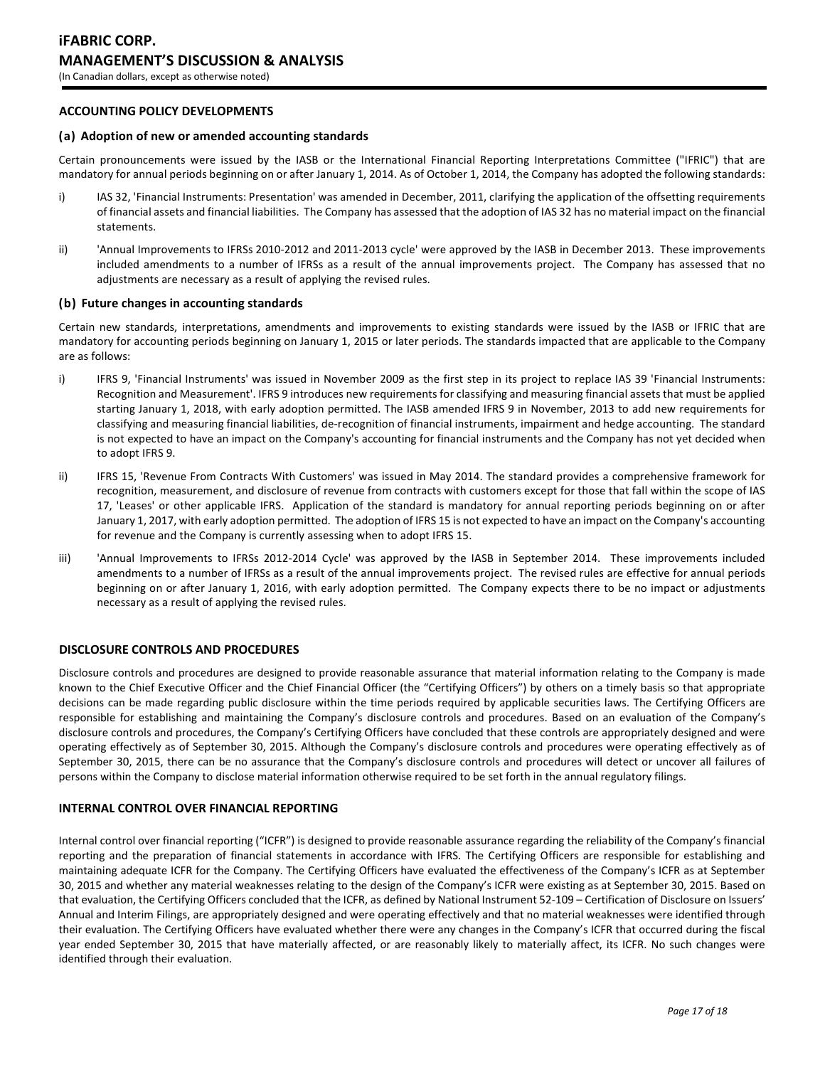## ACCOUNTING POLICY DEVELOPMENTS

### (a) Adoption of new or amended accounting standards

Certain pronouncements were issued by the IASB or the International Financial Reporting Interpretations Committee ("IFRIC") that are mandatory for annual periods beginning on or after January 1, 2014. As of October 1, 2014, the Company has adopted the following standards:

i) IAS 32, 'Financial Instruments: Presentation' was amended in December, 2011, clarifying the application of the offsetting requirements of financial assets and financial liabilities. The Company has assessed that the adoption of IAS 32 has no material impact on the financial statements.

ii) 'Annual Improvements to IFRSs 2010-2012 and 2011-2013 cycle' were approved by the IASB in December 2013. These improvements included amendments to a number of IFRSs as a result of the annual improvements project. The Company has assessed that no adjustments are necessary as a result of applying the revised rules.

### (b) Future changes in accounting standards

Certain new standards, interpretations, amendments and improvements to existing standards were issued by the IASB or IFRIC that are mandatory for accounting periods beginning on January 1, 2015 or later periods. The standards impacted that are applicable to the Company are as follows:

i) IFRS 9, 'Financial Instruments' was issued in November 2009 as the first step in its project to replace IAS 39 'Financial Instruments: Recognition and Measurement'. IFRS 9 introduces new requirements for classifying and measuring financial assets that must be applied starting January 1, 2018, with early adoption permitted. The IASB amended IFRS 9 in November, 2013 to add new requirements for classifying and measuring financial liabilities, de-recognition of financial instruments, impairment and hedge accounting. The standard is not expected to have an impact on the Company's accounting for financial instruments and the Company has not yet decided when to adopt IFRS 9.

ii) IFRS 15, 'Revenue From Contracts With Customers' was issued in May 2014. The standard provides a comprehensive framework for recognition, measurement, and disclosure of revenue from contracts with customers except for those that fall within the scope of IAS 17, 'Leases' or other applicable IFRS. Application of the standard is mandatory for annual reporting periods beginning on or after January 1, 2017, with early adoption permitted. The adoption of IFRS 15 is not expected to have an impact on the Company's accounting for revenue and the Company is currently assessing when to adopt IFRS 15.

iii) 'Annual Improvements to IFRSs 2012-2014 Cycle' was approved by the IASB in September 2014. These improvements included amendments to a number of IFRSs as a result of the annual improvements project. The revised rules are effective for annual periods beginning on or after January 1, 2016, with early adoption permitted. The Company expects there to be no impact or adjustments necessary as a result of applying the revised rules.

## DISCLOSURE CONTROLS AND PROCEDURES

Disclosure controls and procedures are designed to provide reasonable assurance that material information relating to the Company is made known to the Chief Executive Officer and the Chief Financial Officer (the "Certifying Officers") by others on a timely basis so that appropriate decisions can be made regarding public disclosure within the time periods required by applicable securities laws. The Certifying Officers are responsible for establishing and maintaining the Company's disclosure controls and procedures. Based on an evaluation of the Company's disclosure controls and procedures, the Company's Certifying Officers have concluded that these controls are appropriately designed and were operating effectively as of September 30, 2015. Although the Company's disclosure controls and procedures were operating effectively as of September 30, 2015, there can be no assurance that the Company's disclosure controls and procedures will detect or uncover all failures of persons within the Company to disclose material information otherwise required to be set forth in the annual regulatory filings.

## INTERNAL CONTROL OVER FINANCIAL REPORTING

Internal control over financial reporting ("ICFR") is designed to provide reasonable assurance regarding the reliability of the Company's financial reporting and the preparation of financial statements in accordance with IFRS. The Certifying Officers are responsible for establishing and maintaining adequate ICFR for the Company. The Certifying Officers have evaluated the effectiveness of the Company's ICFR as at September 30, 2015 and whether any material weaknesses relating to the design of the Company's ICFR were existing as at September 30, 2015. Based on that evaluation, the Certifying Officers concluded that the ICFR, as defined by National Instrument 52-109 – Certification of Disclosure on Issuers' Annual and Interim Filings, are appropriately designed and were operating effectively and that no material weaknesses were identified through their evaluation. The Certifying Officers have evaluated whether there were any changes in the Company's ICFR that occurred during the fiscal year ended September 30, 2015 that have materially affected, or are reasonably likely to materially affect, its ICFR. No such changes were identified through their evaluation.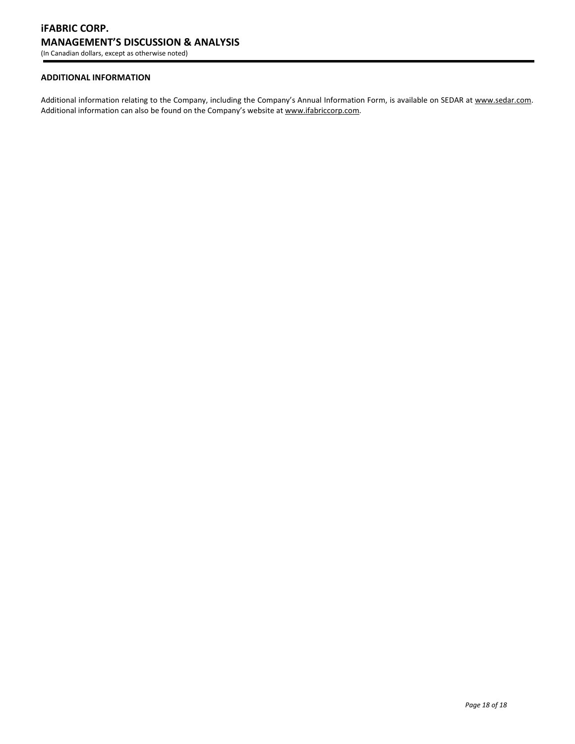## ADDITIONAL INFORMATION

Additional information relating to the Company, including the Company's Annual Information Form, is available on SEDAR at www.sedar.com. Additional information can also be found on the Company's website at www.ifabriccorp.com.